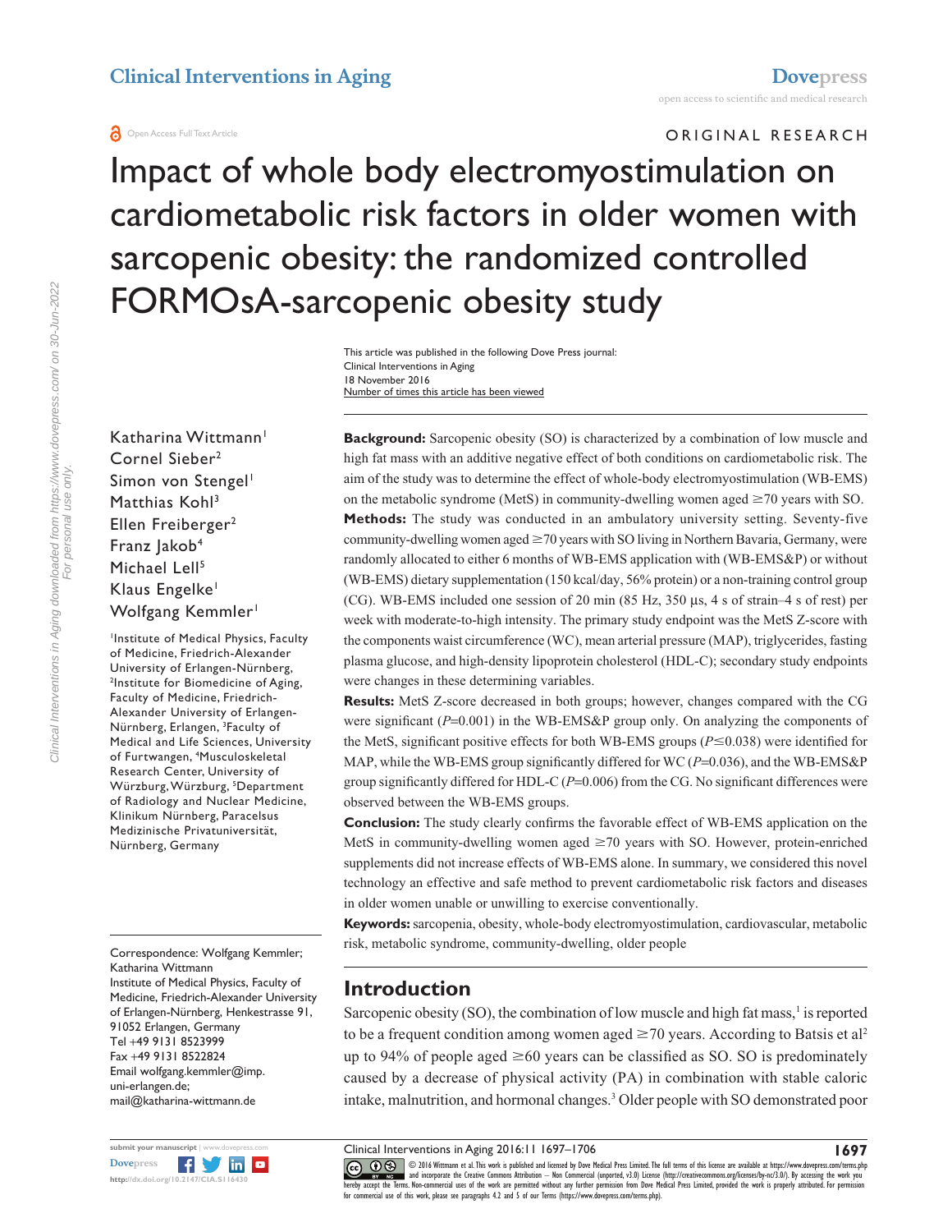ORIGINAL RESEARCH

# Impact of whole body electromyostimulation on cardiometabolic risk factors in older women with sarcopenic obesity: the randomized controlled FORMOsA-sarcopenic obesity study

This article was published in the following Dove Press journal:
Clinical Interventions in Aging
18 November 2016
Number of times this article has been viewed

Katharina Wittmann[1]
Cornel Sieber[2]
Simon von Stengel[1]
Matthias Kohl[3]
Ellen Freiberger[2]
Franz Jakob[4]
Michael Lell[5]
Klaus Engelke[1]
Wolfgang Kemmler[1]

[1]Institute of Medical Physics, Faculty of Medicine, Friedrich-Alexander University of Erlangen-Nürnberg, [2]Institute for Biomedicine of Aging, Faculty of Medicine, Friedrich-Alexander University of Erlangen-Nürnberg, Erlangen, [3]Faculty of Medical and Life Sciences, University of Furtwangen, [4]Musculoskeletal Research Center, University of Würzburg, Würzburg, [5]Department of Radiology and Nuclear Medicine, Klinikum Nürnberg, Paracelsus Medizinische Privatuniversität, Nürnberg, Germany

Correspondence: Wolfgang Kemmler; Katharina Wittmann
Institute of Medical Physics, Faculty of Medicine, Friedrich-Alexander University of Erlangen-Nürnberg, Henkestrasse 91, 91052 Erlangen, Germany
Tel +49 9131 8523999
Fax +49 9131 8522824
Email wolfgang.kemmler@imp.uni-erlangen.de; mail@katharina-wittmann.de

**Background:** Sarcopenic obesity (SO) is characterized by a combination of low muscle and high fat mass with an additive negative effect of both conditions on cardiometabolic risk. The aim of the study was to determine the effect of whole-body electromyostimulation (WB-EMS) on the metabolic syndrome (MetS) in community-dwelling women aged ≥70 years with SO.

**Methods:** The study was conducted in an ambulatory university setting. Seventy-five community-dwelling women aged ≥70 years with SO living in Northern Bavaria, Germany, were randomly allocated to either 6 months of WB-EMS application with (WB-EMS&P) or without (WB-EMS) dietary supplementation (150 kcal/day, 56% protein) or a non-training control group (CG). WB-EMS included one session of 20 min (85 Hz, 350 µs, 4 s of strain–4 s of rest) per week with moderate-to-high intensity. The primary study endpoint was the MetS Z-score with the components waist circumference (WC), mean arterial pressure (MAP), triglycerides, fasting plasma glucose, and high-density lipoprotein cholesterol (HDL-C); secondary study endpoints were changes in these determining variables.

**Results:** MetS Z-score decreased in both groups; however, changes compared with the CG were significant ($P$=0.001) in the WB-EMS&P group only. On analyzing the components of the MetS, significant positive effects for both WB-EMS groups ($P\leq 0.038$) were identified for MAP, while the WB-EMS group significantly differed for WC ($P$=0.036), and the WB-EMS&P group significantly differed for HDL-C ($P$=0.006) from the CG. No significant differences were observed between the WB-EMS groups.

**Conclusion:** The study clearly confirms the favorable effect of WB-EMS application on the MetS in community-dwelling women aged ≥70 years with SO. However, protein-enriched supplements did not increase effects of WB-EMS alone. In summary, we considered this novel technology an effective and safe method to prevent cardiometabolic risk factors and diseases in older women unable or unwilling to exercise conventionally.

**Keywords:** sarcopenia, obesity, whole-body electromyostimulation, cardiovascular, metabolic risk, metabolic syndrome, community-dwelling, older people

## Introduction

Sarcopenic obesity (SO), the combination of low muscle and high fat mass,[1] is reported to be a frequent condition among women aged ≥70 years. According to Batsis et al[2] up to 94% of people aged ≥60 years can be classified as SO. SO is predominately caused by a decrease of physical activity (PA) in combination with stable caloric intake, malnutrition, and hormonal changes.[3] Older people with SO demonstrated poor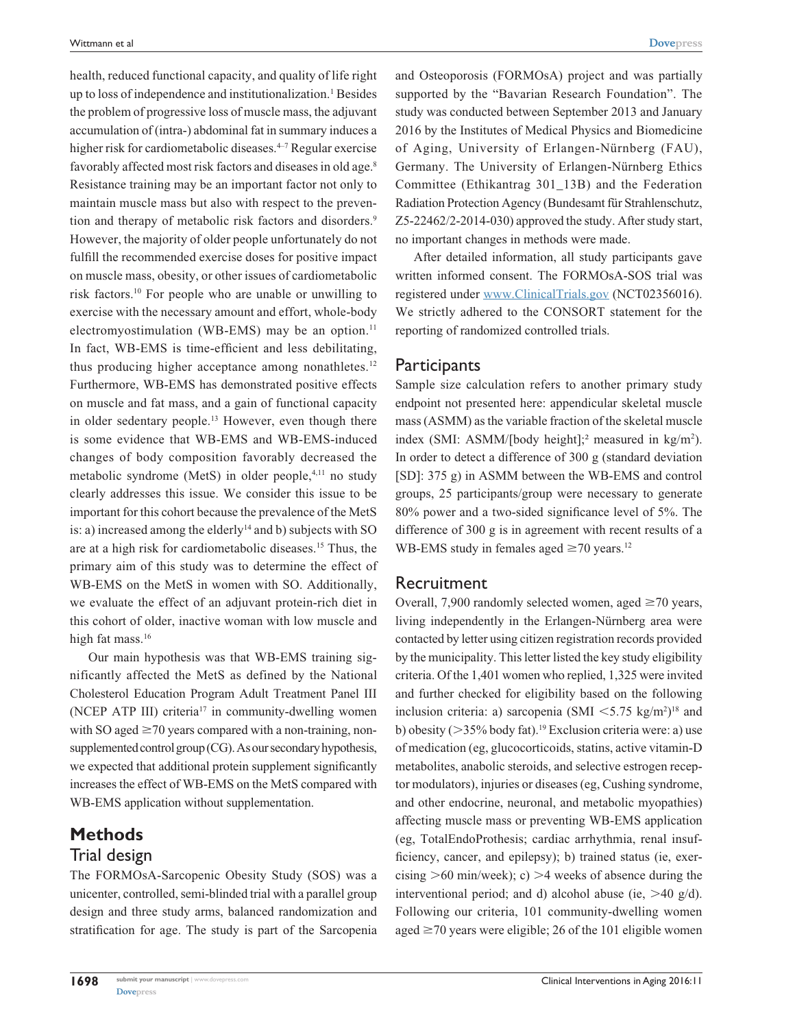health, reduced functional capacity, and quality of life right up to loss of independence and institutionalization.[1] Besides the problem of progressive loss of muscle mass, the adjuvant accumulation of (intra-) abdominal fat in summary induces a higher risk for cardiometabolic diseases.[4–7] Regular exercise favorably affected most risk factors and diseases in old age.[8] Resistance training may be an important factor not only to maintain muscle mass but also with respect to the prevention and therapy of metabolic risk factors and disorders.[9] However, the majority of older people unfortunately do not fulfill the recommended exercise doses for positive impact on muscle mass, obesity, or other issues of cardiometabolic risk factors.[10] For people who are unable or unwilling to exercise with the necessary amount and effort, whole-body electromyostimulation (WB-EMS) may be an option.[11] In fact, WB-EMS is time-efficient and less debilitating, thus producing higher acceptance among nonathletes.[12] Furthermore, WB-EMS has demonstrated positive effects on muscle and fat mass, and a gain of functional capacity in older sedentary people.[13] However, even though there is some evidence that WB-EMS and WB-EMS-induced changes of body composition favorably decreased the metabolic syndrome (MetS) in older people,[4,11] no study clearly addresses this issue. We consider this issue to be important for this cohort because the prevalence of the MetS is: a) increased among the elderly[14] and b) subjects with SO are at a high risk for cardiometabolic diseases.[15] Thus, the primary aim of this study was to determine the effect of WB-EMS on the MetS in women with SO. Additionally, we evaluate the effect of an adjuvant protein-rich diet in this cohort of older, inactive woman with low muscle and high fat mass.[16]

Our main hypothesis was that WB-EMS training significantly affected the MetS as defined by the National Cholesterol Education Program Adult Treatment Panel III (NCEP ATP III) criteria[17] in community-dwelling women with SO aged ≥70 years compared with a non-training, non-supplemented control group (CG). As our secondary hypothesis, we expected that additional protein supplement significantly increases the effect of WB-EMS on the MetS compared with WB-EMS application without supplementation.

# Methods

## Trial design

The FORMOsA-Sarcopenic Obesity Study (SOS) was a unicenter, controlled, semi-blinded trial with a parallel group design and three study arms, balanced randomization and stratification for age. The study is part of the Sarcopenia and Osteoporosis (FORMOsA) project and was partially supported by the "Bavarian Research Foundation". The study was conducted between September 2013 and January 2016 by the Institutes of Medical Physics and Biomedicine of Aging, University of Erlangen-Nürnberg (FAU), Germany. The University of Erlangen-Nürnberg Ethics Committee (Ethikantrag 301_13B) and the Federation Radiation Protection Agency (Bundesamt für Strahlenschutz, Z5-22462/2-2014-030) approved the study. After study start, no important changes in methods were made.

After detailed information, all study participants gave written informed consent. The FORMOsA-SOS trial was registered under www.ClinicalTrials.gov (NCT02356016). We strictly adhered to the CONSORT statement for the reporting of randomized controlled trials.

## Participants

Sample size calculation refers to another primary study endpoint not presented here: appendicular skeletal muscle mass (ASMM) as the variable fraction of the skeletal muscle index (SMI: ASMM/[body height];[2] measured in $kg/m^2$). In order to detect a difference of 300 g (standard deviation [SD]: 375 g) in ASMM between the WB-EMS and control groups, 25 participants/group were necessary to generate 80% power and a two-sided significance level of 5%. The difference of 300 g is in agreement with recent results of a WB-EMS study in females aged ≥70 years.[12]

## Recruitment

Overall, 7,900 randomly selected women, aged ≥70 years, living independently in the Erlangen-Nürnberg area were contacted by letter using citizen registration records provided by the municipality. This letter listed the key study eligibility criteria. Of the 1,401 women who replied, 1,325 were invited and further checked for eligibility based on the following inclusion criteria: a) sarcopenia (SMI $<5.75$ $kg/m^2$)[18] and b) obesity ($>35$% body fat).[19] Exclusion criteria were: a) use of medication (eg, glucocorticoids, statins, active vitamin-D metabolites, anabolic steroids, and selective estrogen receptor modulators), injuries or diseases (eg, Cushing syndrome, and other endocrine, neuronal, and metabolic myopathies) affecting muscle mass or preventing WB-EMS application (eg, TotalEndoProthesis; cardiac arrhythmia, renal insufficiency, cancer, and epilepsy); b) trained status (ie, exercising $>60$ min/week); c) $>4$ weeks of absence during the interventional period; and d) alcohol abuse (ie, $>40$ g/d). Following our criteria, 101 community-dwelling women aged ≥70 years were eligible; 26 of the 101 eligible women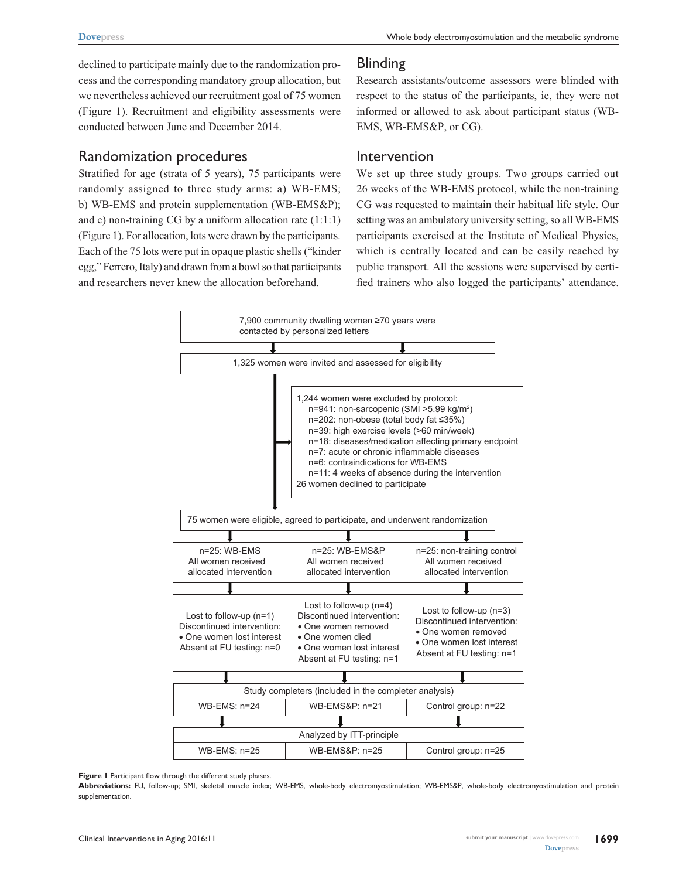declined to participate mainly due to the randomization process and the corresponding mandatory group allocation, but we nevertheless achieved our recruitment goal of 75 women (Figure 1). Recruitment and eligibility assessments were conducted between June and December 2014.

## Randomization procedures

Stratified for age (strata of 5 years), 75 participants were randomly assigned to three study arms: a) WB-EMS; b) WB-EMS and protein supplementation (WB-EMS&P); and c) non-training CG by a uniform allocation rate (1:1:1) (Figure 1). For allocation, lots were drawn by the participants. Each of the 75 lots were put in opaque plastic shells ("kinder egg," Ferrero, Italy) and drawn from a bowl so that participants and researchers never knew the allocation beforehand.

## Blinding

Research assistants/outcome assessors were blinded with respect to the status of the participants, ie, they were not informed or allowed to ask about participant status (WB-EMS, WB-EMS&P, or CG).

## Intervention

We set up three study groups. Two groups carried out 26 weeks of the WB-EMS protocol, while the non-training CG was requested to maintain their habitual life style. Our setting was an ambulatory university setting, so all WB-EMS participants exercised at the Institute of Medical Physics, which is centrally located and can be easily reached by public transport. All the sessions were supervised by certified trainers who also logged the participants' attendance.

7,900 community dwelling women ≥70 years were contacted by personalized letters

1,325 women were invited and assessed for eligibility

1,244 women were excluded by protocol:
- n=941: non-sarcopenic (SMI >5.99 kg/m$^2$)
- n=202: non-obese (total body fat ≤35%)
- n=39: high exercise levels (>60 min/week)
- n=18: diseases/medication affecting primary endpoint
- n=7: acute or chronic inflammable diseases
- n=6: contraindications for WB-EMS
- n=11: 4 weeks of absence during the intervention

26 women declined to participate

75 women were eligible, agreed to participate, and underwent randomization

| n=25: WB-EMS | n=25: WB-EMS&P | n=25: non-training control |
|---|---|---|
| All women received allocated intervention | All women received allocated intervention | All women received allocated intervention |
| Lost to follow-up (n=1)<br>Discontinued intervention:<br>• One women lost interest<br>Absent at FU testing: n=0 | Lost to follow-up (n=4)<br>Discontinued intervention:<br>• One women removed<br>• One women died<br>• One women lost interest<br>Absent at FU testing: n=1 | Lost to follow-up (n=3)<br>Discontinued intervention:<br>• One women removed<br>• One women lost interest<br>Absent at FU testing: n=1 |

| Study completers (included in the completer analysis) | | |
|---|---|---|
| WB-EMS: n=24 | WB-EMS&P: n=21 | Control group: n=22 |

| Analyzed by ITT-principle | | |
|---|---|---|
| WB-EMS: n=25 | WB-EMS&P: n=25 | Control group: n=25 |

**Figure 1** Participant flow through the different study phases.
**Abbreviations:** FU, follow-up; SMI, skeletal muscle index; WB-EMS, whole-body electromyostimulation; WB-EMS&P, whole-body electromyostimulation and protein supplementation.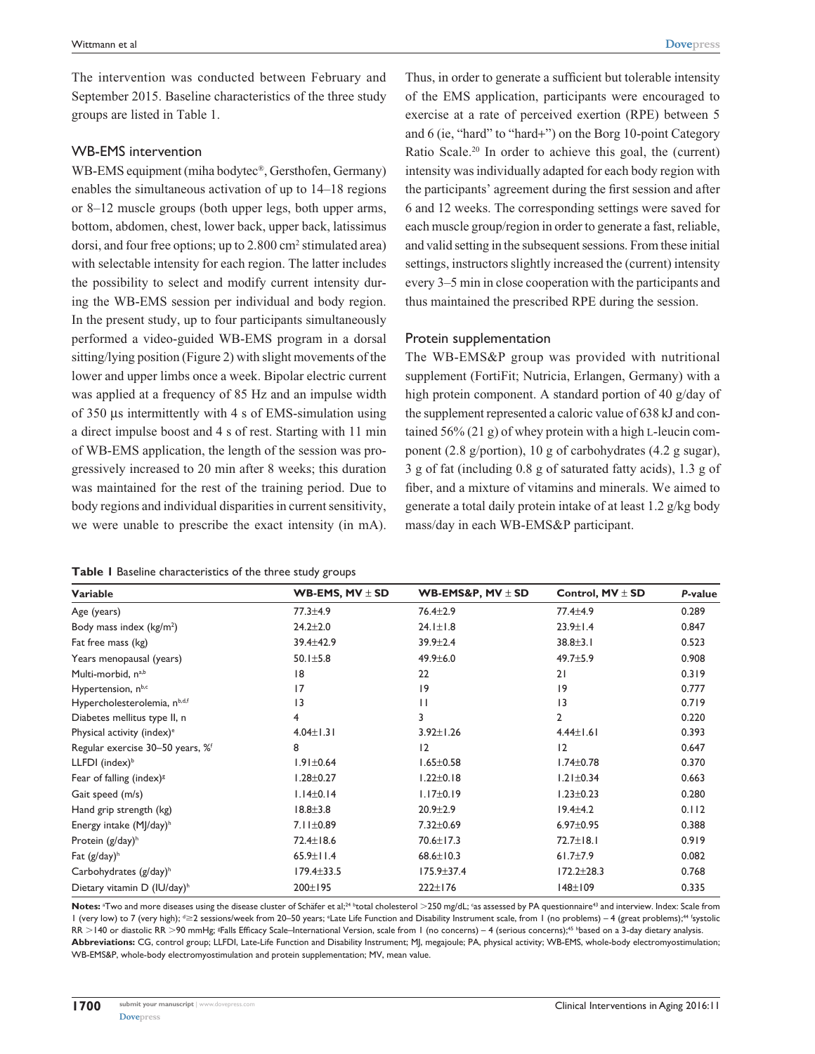The intervention was conducted between February and September 2015. Baseline characteristics of the three study groups are listed in Table 1.

### WB-EMS intervention

WB-EMS equipment (miha bodytec®, Gersthofen, Germany) enables the simultaneous activation of up to 14–18 regions or 8–12 muscle groups (both upper legs, both upper arms, bottom, abdomen, chest, lower back, upper back, latissimus dorsi, and four free options; up to 2.800 cm² stimulated area) with selectable intensity for each region. The latter includes the possibility to select and modify current intensity during the WB-EMS session per individual and body region. In the present study, up to four participants simultaneously performed a video-guided WB-EMS program in a dorsal sitting/lying position (Figure 2) with slight movements of the lower and upper limbs once a week. Bipolar electric current was applied at a frequency of 85 Hz and an impulse width of 350 µs intermittently with 4 s of EMS-simulation using a direct impulse boost and 4 s of rest. Starting with 11 min of WB-EMS application, the length of the session was progressively increased to 20 min after 8 weeks; this duration was maintained for the rest of the training period. Due to body regions and individual disparities in current sensitivity, we were unable to prescribe the exact intensity (in mA). Thus, in order to generate a sufficient but tolerable intensity of the EMS application, participants were encouraged to exercise at a rate of perceived exertion (RPE) between 5 and 6 (ie, "hard" to "hard+") on the Borg 10-point Category Ratio Scale.[20] In order to achieve this goal, the (current) intensity was individually adapted for each body region with the participants' agreement during the first session and after 6 and 12 weeks. The corresponding settings were saved for each muscle group/region in order to generate a fast, reliable, and valid setting in the subsequent sessions. From these initial settings, instructors slightly increased the (current) intensity every 3–5 min in close cooperation with the participants and thus maintained the prescribed RPE during the session.

### Protein supplementation

The WB-EMS&P group was provided with nutritional supplement (FortiFit; Nutricia, Erlangen, Germany) with a high protein component. A standard portion of 40 g/day of the supplement represented a caloric value of 638 kJ and contained 56% (21 g) of whey protein with a high L-leucin component (2.8 g/portion), 10 g of carbohydrates (4.2 g sugar), 3 g of fat (including 0.8 g of saturated fatty acids), 1.3 g of fiber, and a mixture of vitamins and minerals. We aimed to generate a total daily protein intake of at least 1.2 g/kg body mass/day in each WB-EMS&P participant.

**Table 1** Baseline characteristics of the three study groups

| Variable | WB-EMS, MV ± SD | WB-EMS&P, MV ± SD | Control, MV ± SD | *P*-value |
|---|---|---|---|---|
| Age (years) | 77.3±4.9 | 76.4±2.9 | 77.4±4.9 | 0.289 |
| Body mass index (kg/m²) | 24.2±2.0 | 24.1±1.8 | 23.9±1.4 | 0.847 |
| Fat free mass (kg) | 39.4±42.9 | 39.9±2.4 | 38.8±3.1 | 0.523 |
| Years menopausal (years) | 50.1±5.8 | 49.9±6.0 | 49.7±5.9 | 0.908 |
| Multi-morbid, n[a,b] | 18 | 22 | 21 | 0.319 |
| Hypertension, n[b,c] | 17 | 19 | 19 | 0.777 |
| Hypercholesterolemia, n[b,d,f] | 13 | 11 | 13 | 0.719 |
| Diabetes mellitus type II, n | 4 | 3 | 2 | 0.220 |
| Physical activity (index)[e] | 4.04±1.31 | 3.92±1.26 | 4.44±1.61 | 0.393 |
| Regular exercise 30–50 years, %[f] | 8 | 12 | 12 | 0.647 |
| LLFDI (index)[b] | 1.91±0.64 | 1.65±0.58 | 1.74±0.78 | 0.370 |
| Fear of falling (index)[g] | 1.28±0.27 | 1.22±0.18 | 1.21±0.34 | 0.663 |
| Gait speed (m/s) | 1.14±0.14 | 1.17±0.19 | 1.23±0.23 | 0.280 |
| Hand grip strength (kg) | 18.8±3.8 | 20.9±2.9 | 19.4±4.2 | 0.112 |
| Energy intake (MJ/day)[h] | 7.11±0.89 | 7.32±0.69 | 6.97±0.95 | 0.388 |
| Protein (g/day)[h] | 72.4±18.6 | 70.6±17.3 | 72.7±18.1 | 0.919 |
| Fat (g/day)[h] | 65.9±11.4 | 68.6±10.3 | 61.7±7.9 | 0.082 |
| Carbohydrates (g/day)[h] | 179.4±33.5 | 175.9±37.4 | 172.2±28.3 | 0.768 |
| Dietary vitamin D (IU/day)[h] | 200±195 | 222±176 | 148±109 | 0.335 |

**Notes:** [a]Two and more diseases using the disease cluster of Schäfer et al;[24] [b]total cholesterol >250 mg/dL; [c]as assessed by PA questionnaire[43] and interview. Index: Scale from 1 (very low) to 7 (very high); [d]≥2 sessions/week from 20–50 years; [e]Late Life Function and Disability Instrument scale, from 1 (no problems) – 4 (great problems);[44] [f]systolic RR >140 or diastolic RR >90 mmHg; [g]Falls Efficacy Scale–International Version, scale from 1 (no concerns) – 4 (serious concerns);[45] [h]based on a 3-day dietary analysis.
**Abbreviations:** CG, control group; LLFDI, Late-Life Function and Disability Instrument; MJ, megajoule; PA, physical activity; WB-EMS, whole-body electromyostimulation; WB-EMS&P, whole-body electromyostimulation and protein supplementation; MV, mean value.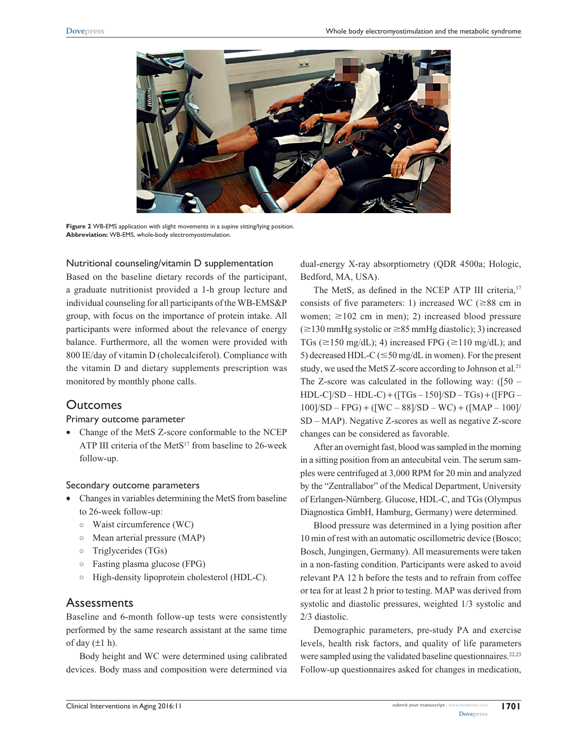**Figure 2** WB-EMS application with slight movements in a supine sitting/lying position.
**Abbreviation:** WB-EMS, whole-body electromyostimulation.

### Nutritional counseling/vitamin D supplementation

Based on the baseline dietary records of the participant, a graduate nutritionist provided a 1-h group lecture and individual counseling for all participants of the WB-EMS&P group, with focus on the importance of protein intake. All participants were informed about the relevance of energy balance. Furthermore, all the women were provided with 800 IE/day of vitamin D (cholecalciferol). Compliance with the vitamin D and dietary supplements prescription was monitored by monthly phone calls.

## Outcomes

### Primary outcome parameter

- Change of the MetS Z-score conformable to the NCEP ATP III criteria of the MetS[17] from baseline to 26-week follow-up.

### Secondary outcome parameters

- Changes in variables determining the MetS from baseline to 26-week follow-up:
  - Waist circumference (WC)
  - Mean arterial pressure (MAP)
  - Triglycerides (TGs)
  - Fasting plasma glucose (FPG)
  - High-density lipoprotein cholesterol (HDL-C).

## Assessments

Baseline and 6-month follow-up tests were consistently performed by the same research assistant at the same time of day (±1 h).

Body height and WC were determined using calibrated devices. Body mass and composition were determined via dual-energy X-ray absorptiometry (QDR 4500a; Hologic, Bedford, MA, USA).

The MetS, as defined in the NCEP ATP III criteria,[17] consists of five parameters: 1) increased WC (≥88 cm in women; ≥102 cm in men); 2) increased blood pressure (≥130 mmHg systolic or ≥85 mmHg diastolic); 3) increased TGs (≥150 mg/dL); 4) increased FPG (≥110 mg/dL); and 5) decreased HDL-C (≤50 mg/dL in women). For the present study, we used the MetS Z-score according to Johnson et al.[21] The Z-score was calculated in the following way: ([50 – HDL-C]/SD – HDL-C) + ([TGs – 150]/SD – TGs) + ([FPG – 100]/SD – FPG) + ([WC – 88]/SD – WC) + ([MAP – 100]/SD – MAP). Negative Z-scores as well as negative Z-score changes can be considered as favorable.

After an overnight fast, blood was sampled in the morning in a sitting position from an antecubital vein. The serum samples were centrifuged at 3,000 RPM for 20 min and analyzed by the "Zentrallabor" of the Medical Department, University of Erlangen-Nürnberg. Glucose, HDL-C, and TGs (Olympus Diagnostica GmbH, Hamburg, Germany) were determined.

Blood pressure was determined in a lying position after 10 min of rest with an automatic oscillometric device (Bosco; Bosch, Jungingen, Germany). All measurements were taken in a non-fasting condition. Participants were asked to avoid relevant PA 12 h before the tests and to refrain from coffee or tea for at least 2 h prior to testing. MAP was derived from systolic and diastolic pressures, weighted 1/3 systolic and 2/3 diastolic.

Demographic parameters, pre-study PA and exercise levels, health risk factors, and quality of life parameters were sampled using the validated baseline questionnaires.[22,23] Follow-up questionnaires asked for changes in medication,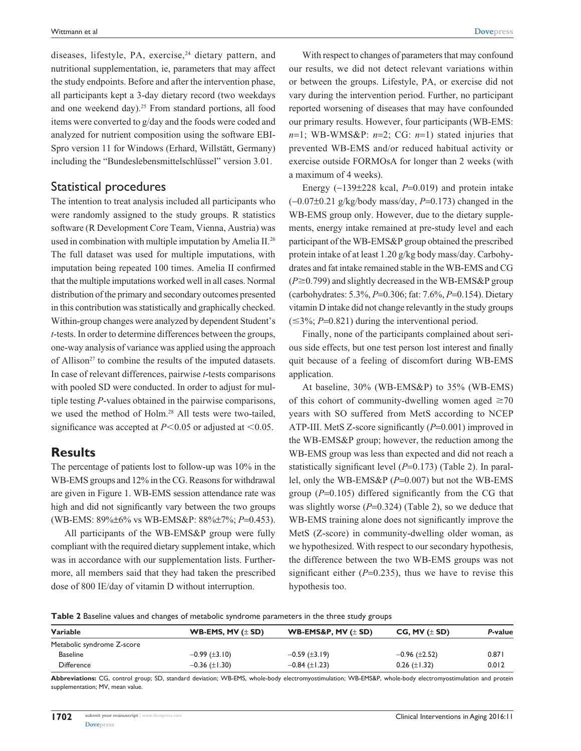diseases, lifestyle, PA, exercise,[24] dietary pattern, and nutritional supplementation, ie, parameters that may affect the study endpoints. Before and after the intervention phase, all participants kept a 3-day dietary record (two weekdays and one weekend day).[25] From standard portions, all food items were converted to g/day and the foods were coded and analyzed for nutrient composition using the software EBI-Spro version 11 for Windows (Erhard, Willstätt, Germany) including the "Bundeslebensmittelschlüssel" version 3.01.

## Statistical procedures

The intention to treat analysis included all participants who were randomly assigned to the study groups. R statistics software (R Development Core Team, Vienna, Austria) was used in combination with multiple imputation by Amelia II.[26] The full dataset was used for multiple imputations, with imputation being repeated 100 times. Amelia II confirmed that the multiple imputations worked well in all cases. Normal distribution of the primary and secondary outcomes presented in this contribution was statistically and graphically checked. Within-group changes were analyzed by dependent Student's *t*-tests. In order to determine differences between the groups, one-way analysis of variance was applied using the approach of Allison[27] to combine the results of the imputed datasets. In case of relevant differences, pairwise *t*-tests comparisons with pooled SD were conducted. In order to adjust for multiple testing *P*-values obtained in the pairwise comparisons, we used the method of Holm.[28] All tests were two-tailed, significance was accepted at $P<0.05$ or adjusted at $<0.05$.

# Results

The percentage of patients lost to follow-up was 10% in the WB-EMS groups and 12% in the CG. Reasons for withdrawal are given in Figure 1. WB-EMS session attendance rate was high and did not significantly vary between the two groups (WB-EMS: 89%±6% vs WB-EMS&P: 88%±7%; $P=0.453$).

All participants of the WB-EMS&P group were fully compliant with the required dietary supplement intake, which was in accordance with our supplementation lists. Furthermore, all members said that they had taken the prescribed dose of 800 IE/day of vitamin D without interruption.

With respect to changes of parameters that may confound our results, we did not detect relevant variations within or between the groups. Lifestyle, PA, or exercise did not vary during the intervention period. Further, no participant reported worsening of diseases that may have confounded our primary results. However, four participants (WB-EMS: $n=1$; WB-WMS&P: $n=2$; CG: $n=1$) stated injuries that prevented WB-EMS and/or reduced habitual activity or exercise outside FORMOsA for longer than 2 weeks (with a maximum of 4 weeks).

Energy (−139±228 kcal, $P=0.019$) and protein intake (−0.07±0.21 g/kg/body mass/day, $P=0.173$) changed in the WB-EMS group only. However, due to the dietary supplements, energy intake remained at pre-study level and each participant of the WB-EMS&P group obtained the prescribed protein intake of at least 1.20 g/kg body mass/day. Carbohydrates and fat intake remained stable in the WB-EMS and CG ($P\geq0.799$) and slightly decreased in the WB-EMS&P group (carbohydrates: 5.3%, $P=0.306$; fat: 7.6%, $P=0.154$). Dietary vitamin D intake did not change relevantly in the study groups (≤3%; $P=0.821$) during the interventional period.

Finally, none of the participants complained about serious side effects, but one test person lost interest and finally quit because of a feeling of discomfort during WB-EMS application.

At baseline, 30% (WB-EMS&P) to 35% (WB-EMS) of this cohort of community-dwelling women aged ≥70 years with SO suffered from MetS according to NCEP ATP-III. MetS Z-score significantly ($P=0.001$) improved in the WB-EMS&P group; however, the reduction among the WB-EMS group was less than expected and did not reach a statistically significant level ($P=0.173$) (Table 2). In parallel, only the WB-EMS&P ($P=0.007$) but not the WB-EMS group ($P=0.105$) differed significantly from the CG that was slightly worse ($P=0.324$) (Table 2), so we deduce that WB-EMS training alone does not significantly improve the MetS (Z-score) in community-dwelling older woman, as we hypothesized. With respect to our secondary hypothesis, the difference between the two WB-EMS groups was not significant either ($P=0.235$), thus we have to revise this hypothesis too.

**Table 2** Baseline values and changes of metabolic syndrome parameters in the three study groups

| Variable | WB-EMS, MV (± SD) | WB-EMS&P, MV (± SD) | CG, MV (± SD) | *P*-value |
|---|---|---|---|---|
| Metabolic syndrome Z-score | | | | |
| Baseline | −0.99 (±3.10) | −0.59 (±3.19) | −0.96 (±2.52) | 0.871 |
| Difference | −0.36 (±1.30) | −0.84 (±1.23) | 0.26 (±1.32) | 0.012 |

**Abbreviations:** CG, control group; SD, standard deviation; WB-EMS, whole-body electromyostimulation; WB-EMS&P, whole-body electromyostimulation and protein supplementation; MV, mean value.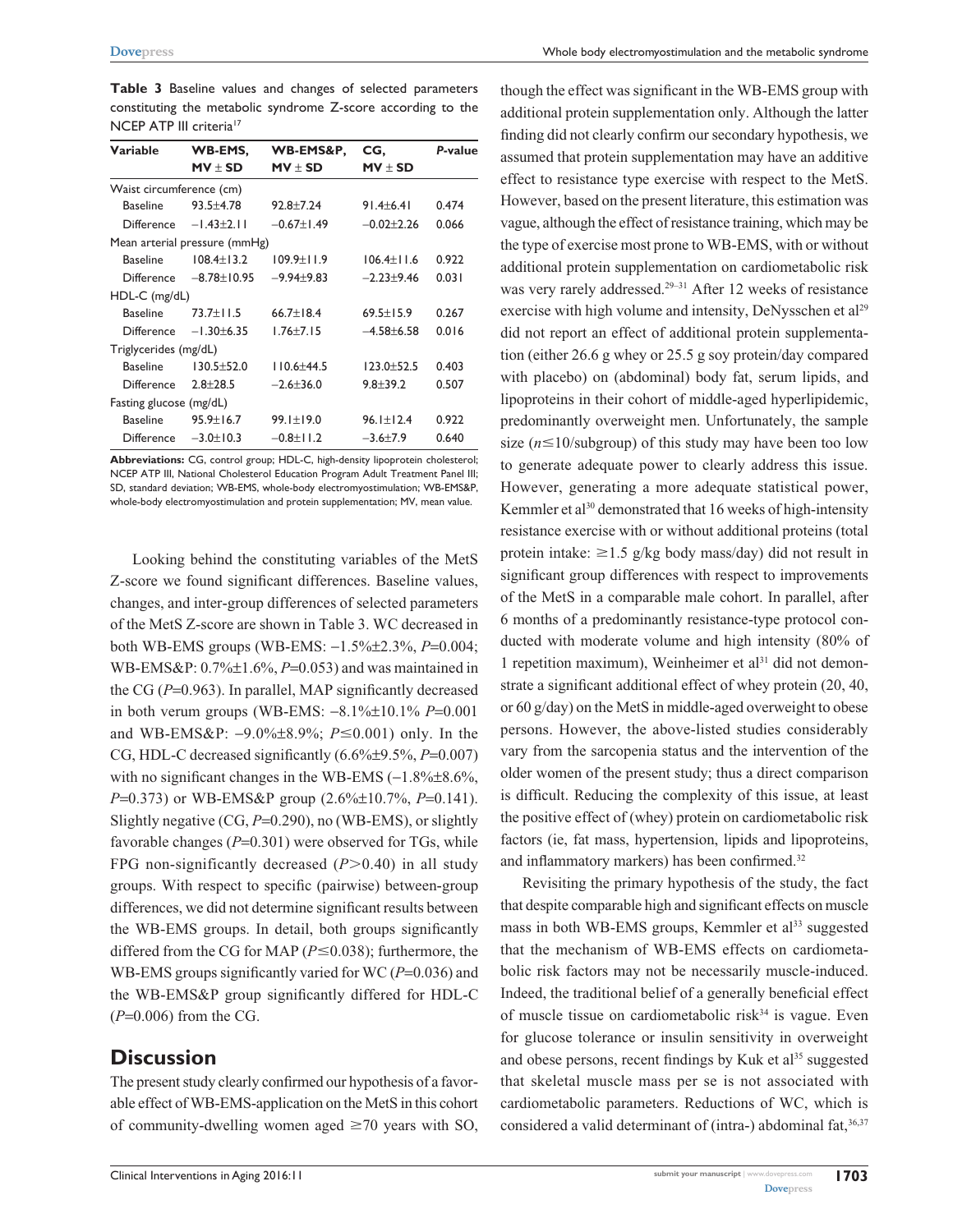**Table 3** Baseline values and changes of selected parameters constituting the metabolic syndrome Z-score according to the NCEP ATP III criteria[17]

| Variable | WB-EMS, MV ± SD | WB-EMS&P, MV ± SD | CG, MV ± SD | *P*-value |
|---|---|---|---|---|
| Waist circumference (cm) | | | | |
| Baseline | 93.5±4.78 | 92.8±7.24 | 91.4±6.41 | 0.474 |
| Difference | −1.43±2.11 | −0.67±1.49 | −0.02±2.26 | 0.066 |
| Mean arterial pressure (mmHg) | | | | |
| Baseline | 108.4±13.2 | 109.9±11.9 | 106.4±11.6 | 0.922 |
| Difference | −8.78±10.95 | −9.94±9.83 | −2.23±9.46 | 0.031 |
| HDL-C (mg/dL) | | | | |
| Baseline | 73.7±11.5 | 66.7±18.4 | 69.5±15.9 | 0.267 |
| Difference | −1.30±6.35 | 1.76±7.15 | −4.58±6.58 | 0.016 |
| Triglycerides (mg/dL) | | | | |
| Baseline | 130.5±52.0 | 110.6±44.5 | 123.0±52.5 | 0.403 |
| Difference | 2.8±28.5 | −2.6±36.0 | 9.8±39.2 | 0.507 |
| Fasting glucose (mg/dL) | | | | |
| Baseline | 95.9±16.7 | 99.1±19.0 | 96.1±12.4 | 0.922 |
| Difference | −3.0±10.3 | −0.8±11.2 | −3.6±7.9 | 0.640 |

**Abbreviations:** CG, control group; HDL-C, high-density lipoprotein cholesterol; NCEP ATP III, National Cholesterol Education Program Adult Treatment Panel III; SD, standard deviation; WB-EMS, whole-body electromyostimulation; WB-EMS&P, whole-body electromyostimulation and protein supplementation; MV, mean value.

Looking behind the constituting variables of the MetS Z-score we found significant differences. Baseline values, changes, and inter-group differences of selected parameters of the MetS Z-score are shown in Table 3. WC decreased in both WB-EMS groups (WB-EMS: −1.5%±2.3%, $P$=0.004; WB-EMS&P: 0.7%±1.6%, $P$=0.053) and was maintained in the CG ($P$=0.963). In parallel, MAP significantly decreased in both verum groups (WB-EMS: −8.1%±10.1% $P$=0.001 and WB-EMS&P: −9.0%±8.9%; $P \leq 0.001$) only. In the CG, HDL-C decreased significantly (6.6%±9.5%, $P$=0.007) with no significant changes in the WB-EMS (−1.8%±8.6%, $P$=0.373) or WB-EMS&P group (2.6%±10.7%, $P$=0.141). Slightly negative (CG, $P$=0.290), no (WB-EMS), or slightly favorable changes ($P$=0.301) were observed for TGs, while FPG non-significantly decreased ($P>0.40$) in all study groups. With respect to specific (pairwise) between-group differences, we did not determine significant results between the WB-EMS groups. In detail, both groups significantly differed from the CG for MAP ($P \leq 0.038$); furthermore, the WB-EMS groups significantly varied for WC ($P$=0.036) and the WB-EMS&P group significantly differed for HDL-C ($P$=0.006) from the CG.

## Discussion

The present study clearly confirmed our hypothesis of a favorable effect of WB-EMS-application on the MetS in this cohort of community-dwelling women aged ≥70 years with SO, though the effect was significant in the WB-EMS group with additional protein supplementation only. Although the latter finding did not clearly confirm our secondary hypothesis, we assumed that protein supplementation may have an additive effect to resistance type exercise with respect to the MetS. However, based on the present literature, this estimation was vague, although the effect of resistance training, which may be the type of exercise most prone to WB-EMS, with or without additional protein supplementation on cardiometabolic risk was very rarely addressed.[29–31] After 12 weeks of resistance exercise with high volume and intensity, DeNysschen et al[29] did not report an effect of additional protein supplementation (either 26.6 g whey or 25.5 g soy protein/day compared with placebo) on (abdominal) body fat, serum lipids, and lipoproteins in their cohort of middle-aged hyperlipidemic, predominantly overweight men. Unfortunately, the sample size ($n \leq 10$/subgroup) of this study may have been too low to generate adequate power to clearly address this issue. However, generating a more adequate statistical power, Kemmler et al[30] demonstrated that 16 weeks of high-intensity resistance exercise with or without additional proteins (total protein intake: ≥1.5 g/kg body mass/day) did not result in significant group differences with respect to improvements of the MetS in a comparable male cohort. In parallel, after 6 months of a predominantly resistance-type protocol conducted with moderate volume and high intensity (80% of 1 repetition maximum), Weinheimer et al[31] did not demonstrate a significant additional effect of whey protein (20, 40, or 60 g/day) on the MetS in middle-aged overweight to obese persons. However, the above-listed studies considerably vary from the sarcopenia status and the intervention of the older women of the present study; thus a direct comparison is difficult. Reducing the complexity of this issue, at least the positive effect of (whey) protein on cardiometabolic risk factors (ie, fat mass, hypertension, lipids and lipoproteins, and inflammatory markers) has been confirmed.[32]

Revisiting the primary hypothesis of the study, the fact that despite comparable high and significant effects on muscle mass in both WB-EMS groups, Kemmler et al[33] suggested that the mechanism of WB-EMS effects on cardiometabolic risk factors may not be necessarily muscle-induced. Indeed, the traditional belief of a generally beneficial effect of muscle tissue on cardiometabolic risk[34] is vague. Even for glucose tolerance or insulin sensitivity in overweight and obese persons, recent findings by Kuk et al[35] suggested that skeletal muscle mass per se is not associated with cardiometabolic parameters. Reductions of WC, which is considered a valid determinant of (intra-) abdominal fat,[36,37]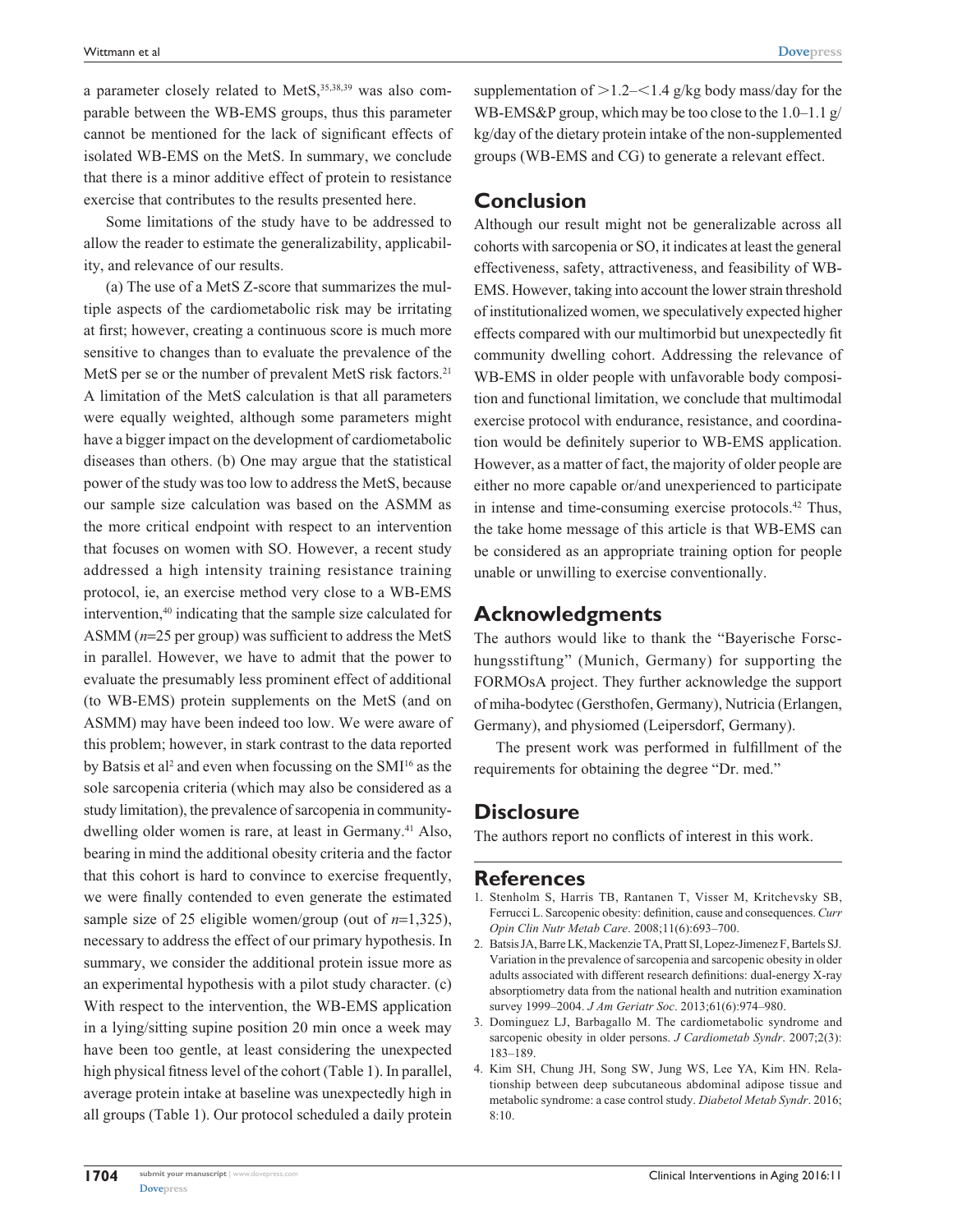a parameter closely related to MetS,[35,38,39] was also comparable between the WB-EMS groups, thus this parameter cannot be mentioned for the lack of significant effects of isolated WB-EMS on the MetS. In summary, we conclude that there is a minor additive effect of protein to resistance exercise that contributes to the results presented here.

Some limitations of the study have to be addressed to allow the reader to estimate the generalizability, applicability, and relevance of our results.

(a) The use of a MetS Z-score that summarizes the multiple aspects of the cardiometabolic risk may be irritating at first; however, creating a continuous score is much more sensitive to changes than to evaluate the prevalence of the MetS per se or the number of prevalent MetS risk factors.[21] A limitation of the MetS calculation is that all parameters were equally weighted, although some parameters might have a bigger impact on the development of cardiometabolic diseases than others. (b) One may argue that the statistical power of the study was too low to address the MetS, because our sample size calculation was based on the ASMM as the more critical endpoint with respect to an intervention that focuses on women with SO. However, a recent study addressed a high intensity training resistance training protocol, ie, an exercise method very close to a WB-EMS intervention,[40] indicating that the sample size calculated for ASMM ($n$=25 per group) was sufficient to address the MetS in parallel. However, we have to admit that the power to evaluate the presumably less prominent effect of additional (to WB-EMS) protein supplements on the MetS (and on ASMM) may have been indeed too low. We were aware of this problem; however, in stark contrast to the data reported by Batsis et al[2] and even when focussing on the SMI[16] as the sole sarcopenia criteria (which may also be considered as a study limitation), the prevalence of sarcopenia in community-dwelling older women is rare, at least in Germany.[41] Also, bearing in mind the additional obesity criteria and the factor that this cohort is hard to convince to exercise frequently, we were finally contended to even generate the estimated sample size of 25 eligible women/group (out of $n$=1,325), necessary to address the effect of our primary hypothesis. In summary, we consider the additional protein issue more as an experimental hypothesis with a pilot study character. (c) With respect to the intervention, the WB-EMS application in a lying/sitting supine position 20 min once a week may have been too gentle, at least considering the unexpected high physical fitness level of the cohort (Table 1). In parallel, average protein intake at baseline was unexpectedly high in all groups (Table 1). Our protocol scheduled a daily protein supplementation of >1.2–<1.4 g/kg body mass/day for the WB-EMS&P group, which may be too close to the 1.0–1.1 g/kg/day of the dietary protein intake of the non-supplemented groups (WB-EMS and CG) to generate a relevant effect.

## Conclusion

Although our result might not be generalizable across all cohorts with sarcopenia or SO, it indicates at least the general effectiveness, safety, attractiveness, and feasibility of WB-EMS. However, taking into account the lower strain threshold of institutionalized women, we speculatively expected higher effects compared with our multimorbid but unexpectedly fit community dwelling cohort. Addressing the relevance of WB-EMS in older people with unfavorable body composition and functional limitation, we conclude that multimodal exercise protocol with endurance, resistance, and coordination would be definitely superior to WB-EMS application. However, as a matter of fact, the majority of older people are either no more capable or/and unexperienced to participate in intense and time-consuming exercise protocols.[42] Thus, the take home message of this article is that WB-EMS can be considered as an appropriate training option for people unable or unwilling to exercise conventionally.

## Acknowledgments

The authors would like to thank the "Bayerische Forschungsstiftung" (Munich, Germany) for supporting the FORMOsA project. They further acknowledge the support of miha-bodytec (Gersthofen, Germany), Nutricia (Erlangen, Germany), and physiomed (Leipersdorf, Germany).

The present work was performed in fulfillment of the requirements for obtaining the degree "Dr. med."

## Disclosure

The authors report no conflicts of interest in this work.

## References

1. Stenholm S, Harris TB, Rantanen T, Visser M, Kritchevsky SB, Ferrucci L. Sarcopenic obesity: definition, cause and consequences. *Curr Opin Clin Nutr Metab Care*. 2008;11(6):693–700.
2. Batsis JA, Barre LK, Mackenzie TA, Pratt SI, Lopez-Jimenez F, Bartels SJ. Variation in the prevalence of sarcopenia and sarcopenic obesity in older adults associated with different research definitions: dual-energy X-ray absorptiometry data from the national health and nutrition examination survey 1999–2004. *J Am Geriatr Soc*. 2013;61(6):974–980.
3. Dominguez LJ, Barbagallo M. The cardiometabolic syndrome and sarcopenic obesity in older persons. *J Cardiometab Syndr*. 2007;2(3):183–189.
4. Kim SH, Chung JH, Song SW, Jung WS, Lee YA, Kim HN. Relationship between deep subcutaneous abdominal adipose tissue and metabolic syndrome: a case control study. *Diabetol Metab Syndr*. 2016;8:10.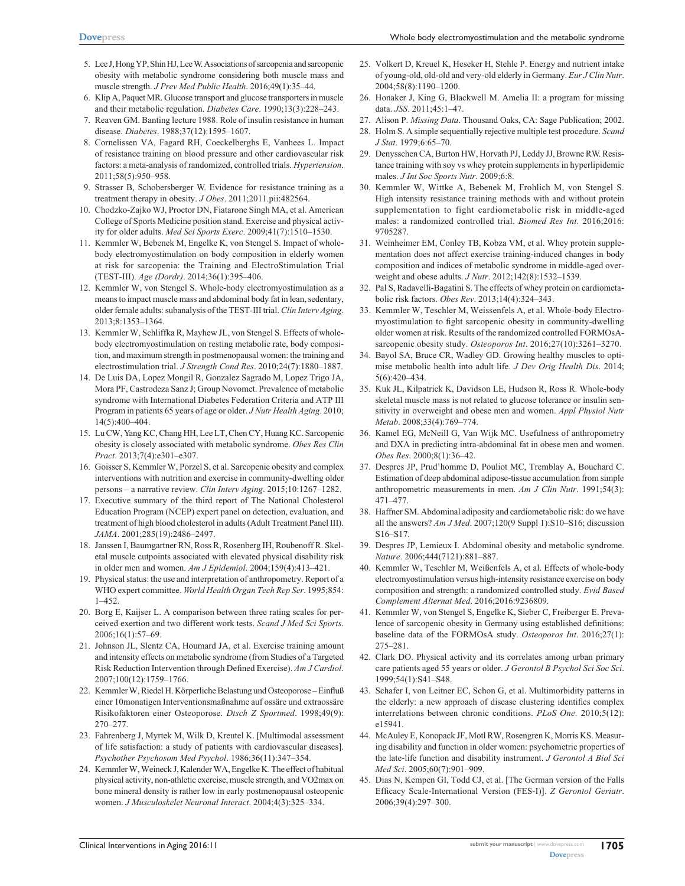5. Lee J, Hong YP, Shin HJ, Lee W. Associations of sarcopenia and sarcopenic obesity with metabolic syndrome considering both muscle mass and muscle strength. *J Prev Med Public Health*. 2016;49(1):35–44.
6. Klip A, Paquet MR. Glucose transport and glucose transporters in muscle and their metabolic regulation. *Diabetes Care*. 1990;13(3):228–243.
7. Reaven GM. Banting lecture 1988. Role of insulin resistance in human disease. *Diabetes*. 1988;37(12):1595–1607.
8. Cornelissen VA, Fagard RH, Coeckelberghs E, Vanhees L. Impact of resistance training on blood pressure and other cardiovascular risk factors: a meta-analysis of randomized, controlled trials. *Hypertension*. 2011;58(5):950–958.
9. Strasser B, Schobersberger W. Evidence for resistance training as a treatment therapy in obesity. *J Obes*. 2011;2011.pii:482564.
10. Chodzko-Zajko WJ, Proctor DN, Fiatarone Singh MA, et al. American College of Sports Medicine position stand. Exercise and physical activity for older adults. *Med Sci Sports Exerc*. 2009;41(7):1510–1530.
11. Kemmler W, Bebenek M, Engelke K, von Stengel S. Impact of whole-body electromyostimulation on body composition in elderly women at risk for sarcopenia: the Training and ElectroStimulation Trial (TEST-III). *Age (Dordr)*. 2014;36(1):395–406.
12. Kemmler W, von Stengel S. Whole-body electromyostimulation as a means to impact muscle mass and abdominal body fat in lean, sedentary, older female adults: subanalysis of the TEST-III trial. *Clin Interv Aging*. 2013;8:1353–1364.
13. Kemmler W, Schliffka R, Mayhew JL, von Stengel S. Effects of whole-body electromyostimulation on resting metabolic rate, body composition, and maximum strength in postmenopausal women: the training and electrostimulation trial. *J Strength Cond Res*. 2010;24(7):1880–1887.
14. De Luis DA, Lopez Mongil R, Gonzalez Sagrado M, Lopez Trigo JA, Mora PF, Castrodeza Sanz J; Group Novomet. Prevalence of metabolic syndrome with International Diabetes Federation Criteria and ATP III Program in patients 65 years of age or older. *J Nutr Health Aging*. 2010; 14(5):400–404.
15. Lu CW, Yang KC, Chang HH, Lee LT, Chen CY, Huang KC. Sarcopenic obesity is closely associated with metabolic syndrome. *Obes Res Clin Pract*. 2013;7(4):e301–e307.
16. Goisser S, Kemmler W, Porzel S, et al. Sarcopenic obesity and complex interventions with nutrition and exercise in community-dwelling older persons – a narrative review. *Clin Interv Aging*. 2015;10:1267–1282.
17. Executive summary of the third report of The National Cholesterol Education Program (NCEP) expert panel on detection, evaluation, and treatment of high blood cholesterol in adults (Adult Treatment Panel III). *JAMA*. 2001;285(19):2486–2497.
18. Janssen I, Baumgartner RN, Ross R, Rosenberg IH, Roubenoff R. Skeletal muscle cutpoints associated with elevated physical disability risk in older men and women. *Am J Epidemiol*. 2004;159(4):413–421.
19. Physical status: the use and interpretation of anthropometry. Report of a WHO expert committee. *World Health Organ Tech Rep Ser*. 1995;854: 1–452.
20. Borg E, Kaijser L. A comparison between three rating scales for perceived exertion and two different work tests. *Scand J Med Sci Sports*. 2006;16(1):57–69.
21. Johnson JL, Slentz CA, Houmard JA, et al. Exercise training amount and intensity effects on metabolic syndrome (from Studies of a Targeted Risk Reduction Intervention through Defined Exercise). *Am J Cardiol*. 2007;100(12):1759–1766.
22. Kemmler W, Riedel H. Körperliche Belastung und Osteoporose – Einfluß einer 10monatigen Interventionsmaßnahme auf ossäre und extraossäre Risikofaktoren einer Osteoporose. *Dtsch Z Sportmed*. 1998;49(9): 270–277.
23. Fahrenberg J, Myrtek M, Wilk D, Kreutel K. [Multimodal assessment of life satisfaction: a study of patients with cardiovascular diseases]. *Psychother Psychosom Med Psychol*. 1986;36(11):347–354.
24. Kemmler W, Weineck J, Kalender WA, Engelke K. The effect of habitual physical activity, non-athletic exercise, muscle strength, and VO2max on bone mineral density is rather low in early postmenopausal osteopenic women. *J Musculoskelet Neuronal Interact*. 2004;4(3):325–334.
25. Volkert D, Kreuel K, Heseker H, Stehle P. Energy and nutrient intake of young-old, old-old and very-old elderly in Germany. *Eur J Clin Nutr*. 2004;58(8):1190–1200.
26. Honaker J, King G, Blackwell M. Amelia II: a program for missing data. *JSS*. 2011;45:1–47.
27. Alison P. *Missing Data*. Thousand Oaks, CA: Sage Publication; 2002.
28. Holm S. A simple sequentially rejective multiple test procedure. *Scand J Stat*. 1979;6:65–70.
29. Denysschen CA, Burton HW, Horvath PJ, Leddy JJ, Browne RW. Resistance training with soy vs whey protein supplements in hyperlipidemic males. *J Int Soc Sports Nutr*. 2009;6:8.
30. Kemmler W, Wittke A, Bebenek M, Frohlich M, von Stengel S. High intensity resistance training methods with and without protein supplementation to fight cardiometabolic risk in middle-aged males: a randomized controlled trial. *Biomed Res Int*. 2016;2016: 9705287.
31. Weinheimer EM, Conley TB, Kobza VM, et al. Whey protein supplementation does not affect exercise training-induced changes in body composition and indices of metabolic syndrome in middle-aged overweight and obese adults. *J Nutr*. 2012;142(8):1532–1539.
32. Pal S, Radavelli-Bagatini S. The effects of whey protein on cardiometabolic risk factors. *Obes Rev*. 2013;14(4):324–343.
33. Kemmler W, Teschler M, Weissenfels A, et al. Whole-body Electromyostimulation to fight sarcopenic obesity in community-dwelling older women at risk. Results of the randomized controlled FORMOsA-sarcopenic obesity study. *Osteoporos Int*. 2016;27(10):3261–3270.
34. Bayol SA, Bruce CR, Wadley GD. Growing healthy muscles to optimise metabolic health into adult life. *J Dev Orig Health Dis*. 2014; 5(6):420–434.
35. Kuk JL, Kilpatrick K, Davidson LE, Hudson R, Ross R. Whole-body skeletal muscle mass is not related to glucose tolerance or insulin sensitivity in overweight and obese men and women. *Appl Physiol Nutr Metab*. 2008;33(4):769–774.
36. Kamel EG, McNeill G, Van Wijk MC. Usefulness of anthropometry and DXA in predicting intra-abdominal fat in obese men and women. *Obes Res*. 2000;8(1):36–42.
37. Despres JP, Prud'homme D, Pouliot MC, Tremblay A, Bouchard C. Estimation of deep abdominal adipose-tissue accumulation from simple anthropometric measurements in men. *Am J Clin Nutr*. 1991;54(3): 471–477.
38. Haffner SM. Abdominal adiposity and cardiometabolic risk: do we have all the answers? *Am J Med*. 2007;120(9 Suppl 1):S10–S16; discussion S16–S17.
39. Despres JP, Lemieux I. Abdominal obesity and metabolic syndrome. *Nature*. 2006;444(7121):881–887.
40. Kemmler W, Teschler M, Weißenfels A, et al. Effects of whole-body electromyostimulation versus high-intensity resistance exercise on body composition and strength: a randomized controlled study. *Evid Based Complement Alternat Med*. 2016;2016:9236809.
41. Kemmler W, von Stengel S, Engelke K, Sieber C, Freiberger E. Prevalence of sarcopenic obesity in Germany using established definitions: baseline data of the FORMOsA study. *Osteoporos Int*. 2016;27(1): 275–281.
42. Clark DO. Physical activity and its correlates among urban primary care patients aged 55 years or older. *J Gerontol B Psychol Sci Soc Sci*. 1999;54(1):S41–S48.
43. Schafer I, von Leitner EC, Schon G, et al. Multimorbidity patterns in the elderly: a new approach of disease clustering identifies complex interrelations between chronic conditions. *PLoS One*. 2010;5(12): e15941.
44. McAuley E, Konopack JF, Motl RW, Rosengren K, Morris KS. Measuring disability and function in older women: psychometric properties of the late-life function and disability instrument. *J Gerontol A Biol Sci Med Sci*. 2005;60(7):901–909.
45. Dias N, Kempen GI, Todd CJ, et al. [The German version of the Falls Efficacy Scale-International Version (FES-I)]. *Z Gerontol Geriatr*. 2006;39(4):297–300.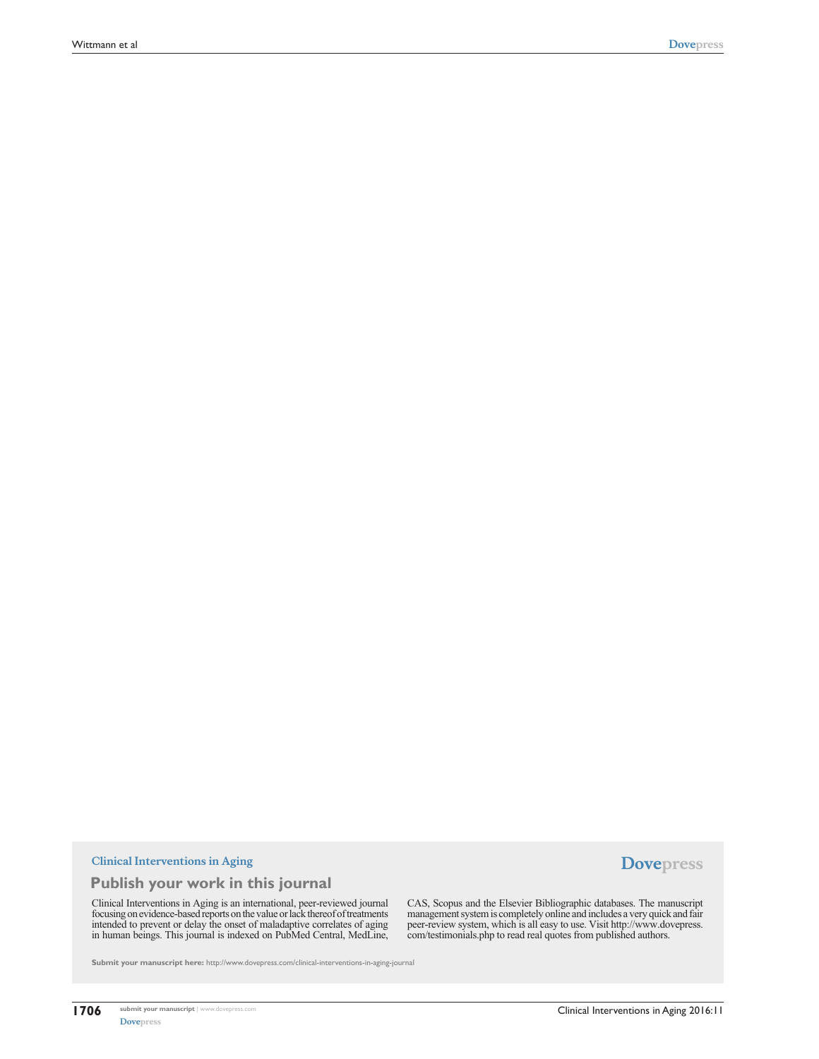**Clinical Interventions in Aging**

**Dovepress**

## Publish your work in this journal

Clinical Interventions in Aging is an international, peer-reviewed journal focusing on evidence-based reports on the value or lack thereof of treatments intended to prevent or delay the onset of maladaptive correlates of aging in human beings. This journal is indexed on PubMed Central, MedLine, CAS, Scopus and the Elsevier Bibliographic databases. The manuscript management system is completely online and includes a very quick and fair peer-review system, which is all easy to use. Visit http://www.dovepress.com/testimonials.php to read real quotes from published authors.

**Submit your manuscript here:** http://www.dovepress.com/clinical-interventions-in-aging-journal